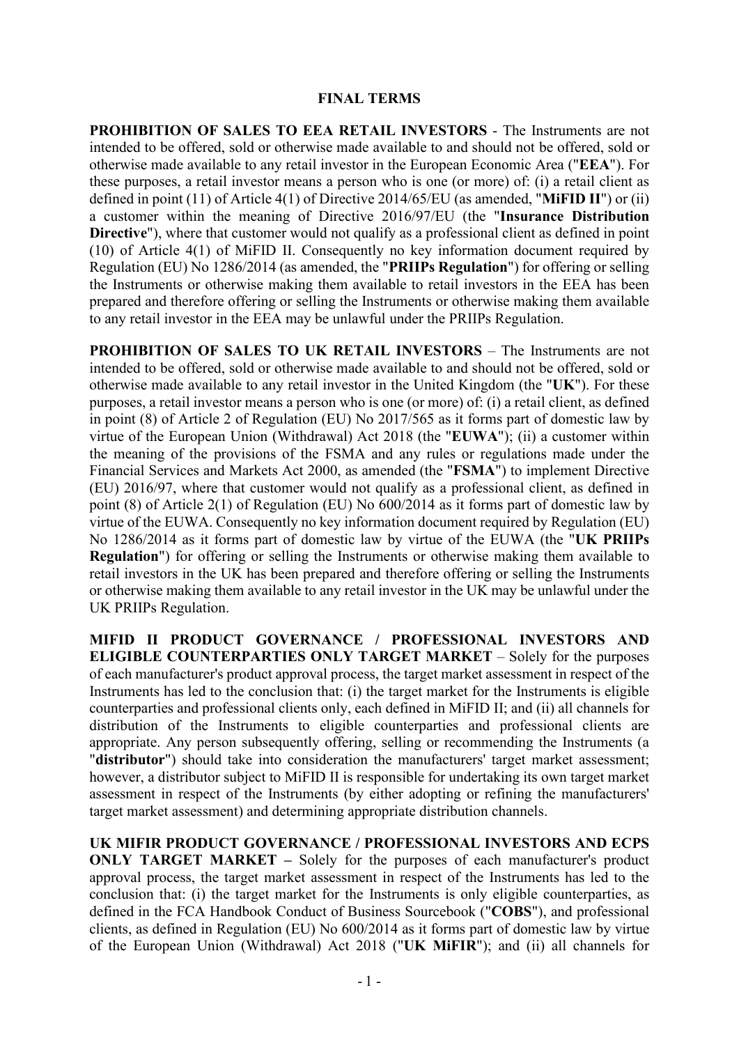# FINAL TERMS

**PROHIBITION OF SALES TO EEA RETAIL INVESTORS** - The Instruments are not intended to be offered, sold or otherwise made available to and should not be offered, sold or otherwise made available to any retail investor in the European Economic Area ("**EEA**"). For these purposes, a retail investor means a person who is one (or more) of: (i) a retail client as defined in point (11) of Article 4(1) of Directive 2014/65/EU (as amended, "**MiFID II**") or (ii) a customer within the meaning of Directive 2016/97/EU (the "**Insurance Distribution Directive**"), where that customer would not qualify as a professional client as defined in point (10) of Article 4(1) of MiFID II. Consequently no key information document required by Regulation (EU) No 1286/2014 (as amended, the "**PRIIPs Regulation**") for offering or selling the Instruments or otherwise making them available to retail investors in the EEA has been prepared and therefore offering or selling the Instruments or otherwise making them available to any retail investor in the EEA may be unlawful under the PRIIPs Regulation.

**PROHIBITION OF SALES TO UK RETAIL INVESTORS** – The Instruments are not intended to be offered, sold or otherwise made available to and should not be offered, sold or otherwise made available to any retail investor in the United Kingdom (the "**UK**"). For these purposes, a retail investor means a person who is one (or more) of: (i) a retail client, as defined in point (8) of Article 2 of Regulation (EU) No 2017/565 as it forms part of domestic law by virtue of the European Union (Withdrawal) Act 2018 (the "**EUWA**"); (ii) a customer within the meaning of the provisions of the FSMA and any rules or regulations made under the Financial Services and Markets Act 2000, as amended (the "**FSMA**") to implement Directive (EU) 2016/97, where that customer would not qualify as a professional client, as defined in point (8) of Article 2(1) of Regulation (EU) No 600/2014 as it forms part of domestic law by virtue of the EUWA. Consequently no key information document required by Regulation (EU) No 1286/2014 as it forms part of domestic law by virtue of the EUWA (the "**UK PRIIPs Regulation**") for offering or selling the Instruments or otherwise making them available to retail investors in the UK has been prepared and therefore offering or selling the Instruments or otherwise making them available to any retail investor in the UK may be unlawful under the UK PRIIPs Regulation.

**MIFID II PRODUCT GOVERNANCE / PROFESSIONAL INVESTORS AND ELIGIBLE COUNTERPARTIES ONLY TARGET MARKET** – Solely for the purposes of each manufacturer's product approval process, the target market assessment in respect of the Instruments has led to the conclusion that: (i) the target market for the Instruments is eligible counterparties and professional clients only, each defined in MiFID II; and (ii) all channels for distribution of the Instruments to eligible counterparties and professional clients are appropriate. Any person subsequently offering, selling or recommending the Instruments (a "**distributor**") should take into consideration the manufacturers' target market assessment; however, a distributor subject to MiFID II is responsible for undertaking its own target market assessment in respect of the Instruments (by either adopting or refining the manufacturers' target market assessment) and determining appropriate distribution channels.

**UK MIFIR PRODUCT GOVERNANCE / PROFESSIONAL INVESTORS AND ECPS ONLY TARGET MARKET –** Solely for the purposes of each manufacturer's product approval process, the target market assessment in respect of the Instruments has led to the conclusion that: (i) the target market for the Instruments is only eligible counterparties, as defined in the FCA Handbook Conduct of Business Sourcebook ("**COBS**"), and professional clients, as defined in Regulation (EU) No 600/2014 as it forms part of domestic law by virtue of the European Union (Withdrawal) Act 2018 ("**UK MiFIR**"); and (ii) all channels for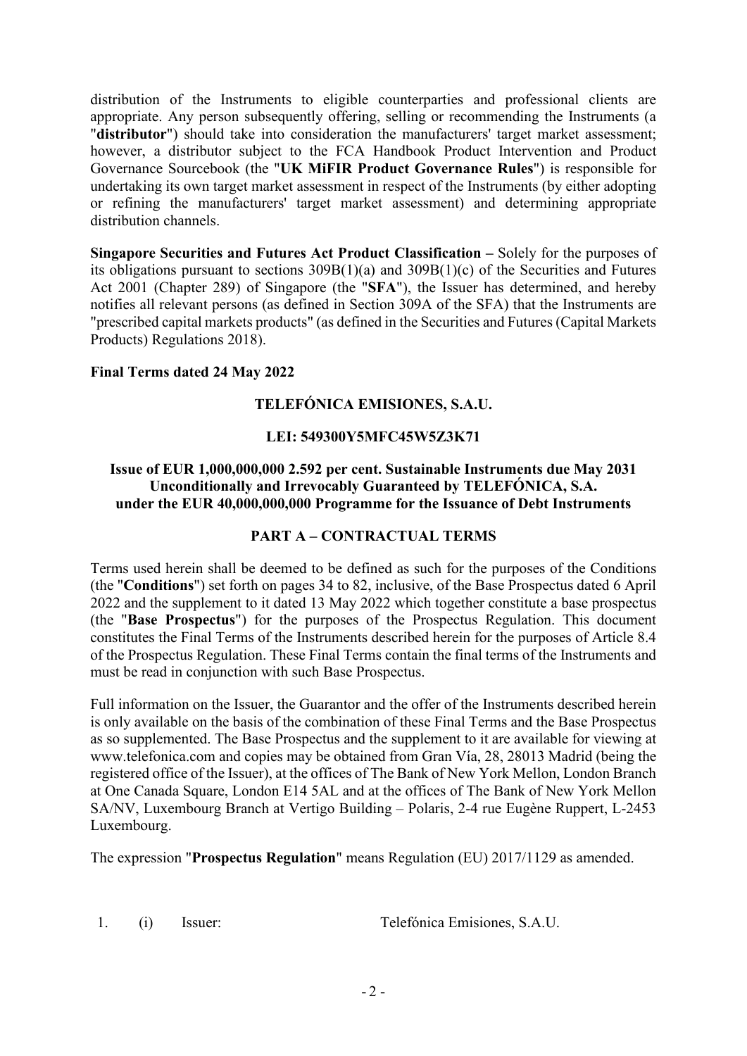distribution of the Instruments to eligible counterparties and professional clients are appropriate. Any person subsequently offering, selling or recommending the Instruments (a "**distributor**") should take into consideration the manufacturers' target market assessment; however, a distributor subject to the FCA Handbook Product Intervention and Product Governance Sourcebook (the "**UK MiFIR Product Governance Rules**") is responsible for undertaking its own target market assessment in respect of the Instruments (by either adopting or refining the manufacturers' target market assessment) and determining appropriate distribution channels.

**Singapore Securities and Futures Act Product Classification –** Solely for the purposes of its obligations pursuant to sections 309B(1)(a) and 309B(1)(c) of the Securities and Futures Act 2001 (Chapter 289) of Singapore (the "**SFA**"), the Issuer has determined, and hereby notifies all relevant persons (as defined in Section 309A of the SFA) that the Instruments are "prescribed capital markets products" (as defined in the Securities and Futures (Capital Markets Products) Regulations 2018).

**Final Terms dated 24 May 2022**

**TELEFÓNICA EMISIONES, S.A.U.**

**LEI: 549300Y5MFC45W5Z3K71**

**Issue of EUR 1,000,000,000 2.592 per cent. Sustainable Instruments due May 2031 Unconditionally and Irrevocably Guaranteed by TELEFÓNICA, S.A. under the EUR 40,000,000,000 Programme for the Issuance of Debt Instruments**

**PART A – CONTRACTUAL TERMS**

Terms used herein shall be deemed to be defined as such for the purposes of the Conditions (the "**Conditions**") set forth on pages 34 to 82, inclusive, of the Base Prospectus dated 6 April 2022 and the supplement to it dated 13 May 2022 which together constitute a base prospectus (the "**Base Prospectus**") for the purposes of the Prospectus Regulation. This document constitutes the Final Terms of the Instruments described herein for the purposes of Article 8.4 of the Prospectus Regulation. These Final Terms contain the final terms of the Instruments and must be read in conjunction with such Base Prospectus.

Full information on the Issuer, the Guarantor and the offer of the Instruments described herein is only available on the basis of the combination of these Final Terms and the Base Prospectus as so supplemented. The Base Prospectus and the supplement to it are available for viewing at www.telefonica.com and copies may be obtained from Gran Vía, 28, 28013 Madrid (being the registered office of the Issuer), at the offices of The Bank of New York Mellon, London Branch at One Canada Square, London E14 5AL and at the offices of The Bank of New York Mellon SA/NV, Luxembourg Branch at Vertigo Building – Polaris, 2-4 rue Eugène Ruppert, L-2453 Luxembourg.

The expression "**Prospectus Regulation**" means Regulation (EU) 2017/1129 as amended.

| | | | |
|---|---|---|---|
| 1. | (i) | Issuer: | Telefónica Emisiones, S.A.U. |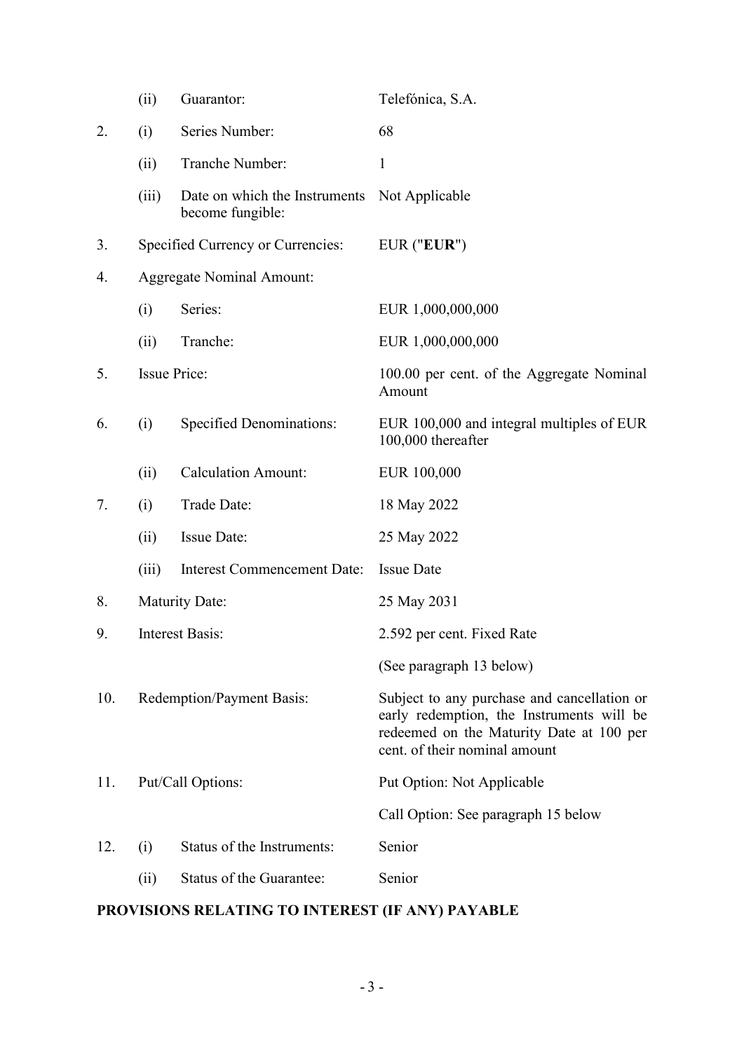| | | | |
|---|---|---|---|
| | (ii) | Guarantor: | Telefónica, S.A. |
| 2. | (i) | Series Number: | 68 |
| | (ii) | Tranche Number: | 1 |
| | (iii) | Date on which the Instruments become fungible: | Not Applicable |
| 3. | Specified Currency or Currencies: | | EUR ("**EUR**") |
| 4. | Aggregate Nominal Amount: | | |
| | (i) | Series: | EUR 1,000,000,000 |
| | (ii) | Tranche: | EUR 1,000,000,000 |
| 5. | Issue Price: | | 100.00 per cent. of the Aggregate Nominal Amount |
| 6. | (i) | Specified Denominations: | EUR 100,000 and integral multiples of EUR 100,000 thereafter |
| | (ii) | Calculation Amount: | EUR 100,000 |
| 7. | (i) | Trade Date: | 18 May 2022 |
| | (ii) | Issue Date: | 25 May 2022 |
| | (iii) | Interest Commencement Date: | Issue Date |
| 8. | Maturity Date: | | 25 May 2031 |
| 9. | Interest Basis: | | 2.592 per cent. Fixed Rate |
| | | | (See paragraph 13 below) |
| 10. | Redemption/Payment Basis: | | Subject to any purchase and cancellation or early redemption, the Instruments will be redeemed on the Maturity Date at 100 per cent. of their nominal amount |
| 11. | Put/Call Options: | | Put Option: Not Applicable |
| | | | Call Option: See paragraph 15 below |
| 12. | (i) | Status of the Instruments: | Senior |
| | (ii) | Status of the Guarantee: | Senior |

**PROVISIONS RELATING TO INTEREST (IF ANY) PAYABLE**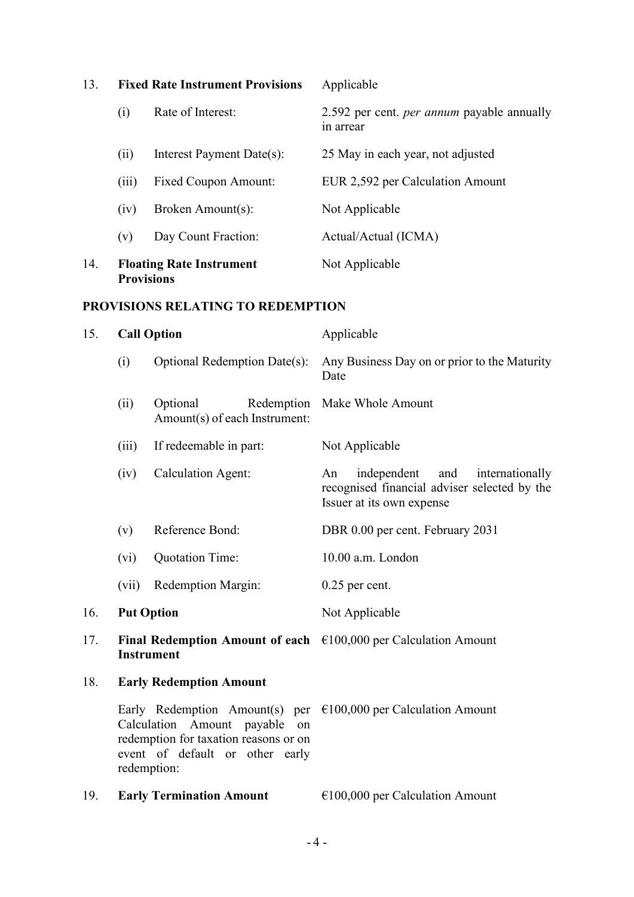| | | |
|---|---|---|
| 13. | **Fixed Rate Instrument Provisions** | Applicable |
| | (i) Rate of Interest: | 2.592 per cent. *per annum* payable annually in arrear |
| | (ii) Interest Payment Date(s): | 25 May in each year, not adjusted |
| | (iii) Fixed Coupon Amount: | EUR 2,592 per Calculation Amount |
| | (iv) Broken Amount(s): | Not Applicable |
| | (v) Day Count Fraction: | Actual/Actual (ICMA) |
| 14. | **Floating Rate Instrument Provisions** | Not Applicable |

**PROVISIONS RELATING TO REDEMPTION**

| | | |
|---|---|---|
| 15. | **Call Option** | Applicable |
| | (i) Optional Redemption Date(s): | Any Business Day on or prior to the Maturity Date |
| | (ii) Optional Redemption Amount(s) of each Instrument: | Make Whole Amount |
| | (iii) If redeemable in part: | Not Applicable |
| | (iv) Calculation Agent: | An independent and internationally recognised financial adviser selected by the Issuer at its own expense |
| | (v) Reference Bond: | DBR 0.00 per cent. February 2031 |
| | (vi) Quotation Time: | 10.00 a.m. London |
| | (vii) Redemption Margin: | 0.25 per cent. |
| 16. | **Put Option** | Not Applicable |
| 17. | **Final Redemption Amount of each Instrument** | €100,000 per Calculation Amount |
| 18. | **Early Redemption Amount** | |
| | Early Redemption Amount(s) per Calculation Amount payable on redemption for taxation reasons or on event of default or other early redemption: | €100,000 per Calculation Amount |
| 19. | **Early Termination Amount** | €100,000 per Calculation Amount |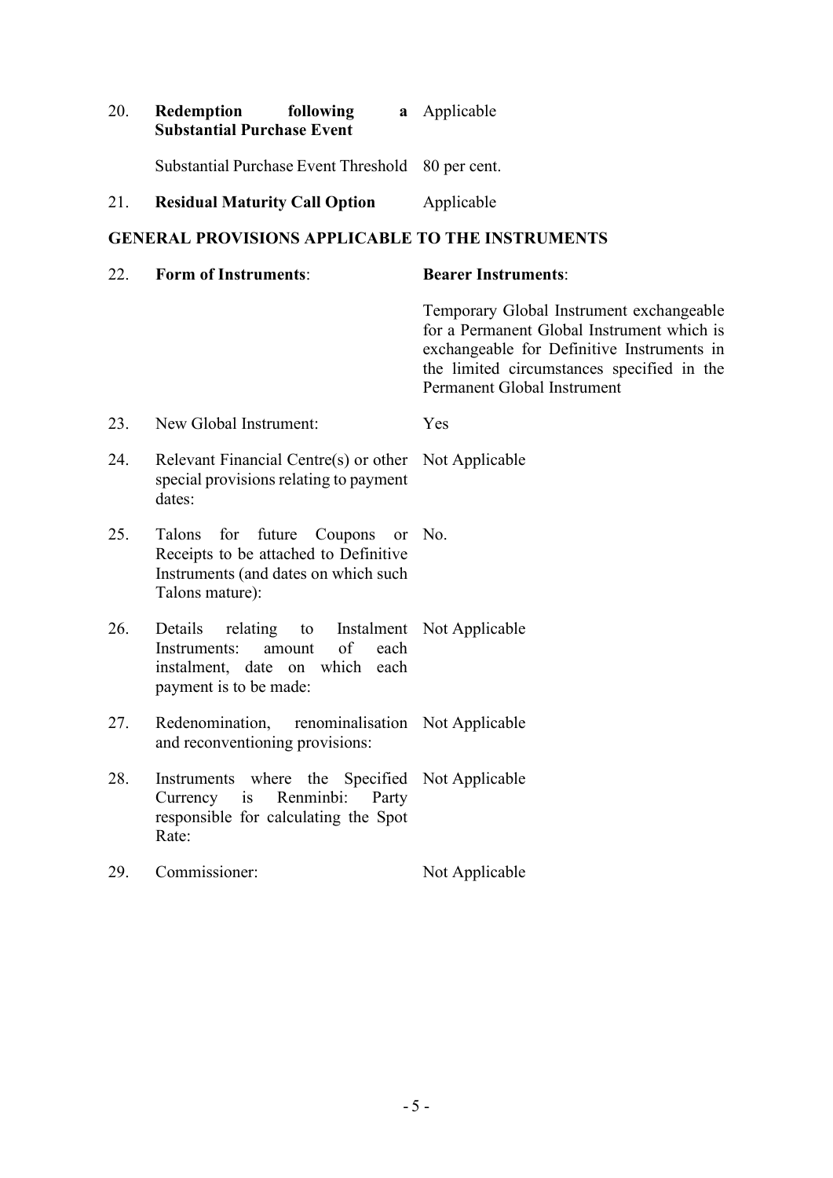| | | |
|---|---|---|
| 20. | **Redemption following a Substantial Purchase Event** | Applicable |
| | Substantial Purchase Event Threshold | 80 per cent. |
| 21. | **Residual Maturity Call Option** | Applicable |

## GENERAL PROVISIONS APPLICABLE TO THE INSTRUMENTS

| | | |
|---|---|---|
| 22. | **Form of Instruments**: | **Bearer Instruments**:<br><br>Temporary Global Instrument exchangeable for a Permanent Global Instrument which is exchangeable for Definitive Instruments in the limited circumstances specified in the Permanent Global Instrument |
| 23. | New Global Instrument: | Yes |
| 24. | Relevant Financial Centre(s) or other special provisions relating to payment dates: | Not Applicable |
| 25. | Talons for future Coupons or Receipts to be attached to Definitive Instruments (and dates on which such Talons mature): | No. |
| 26. | Details relating to Instalment Instruments: amount of each instalment, date on which each payment is to be made: | Not Applicable |
| 27. | Redenomination, renominalisation and reconventioning provisions: | Not Applicable |
| 28. | Instruments where the Specified Currency is Renminbi: Party responsible for calculating the Spot Rate: | Not Applicable |
| 29. | Commissioner: | Not Applicable |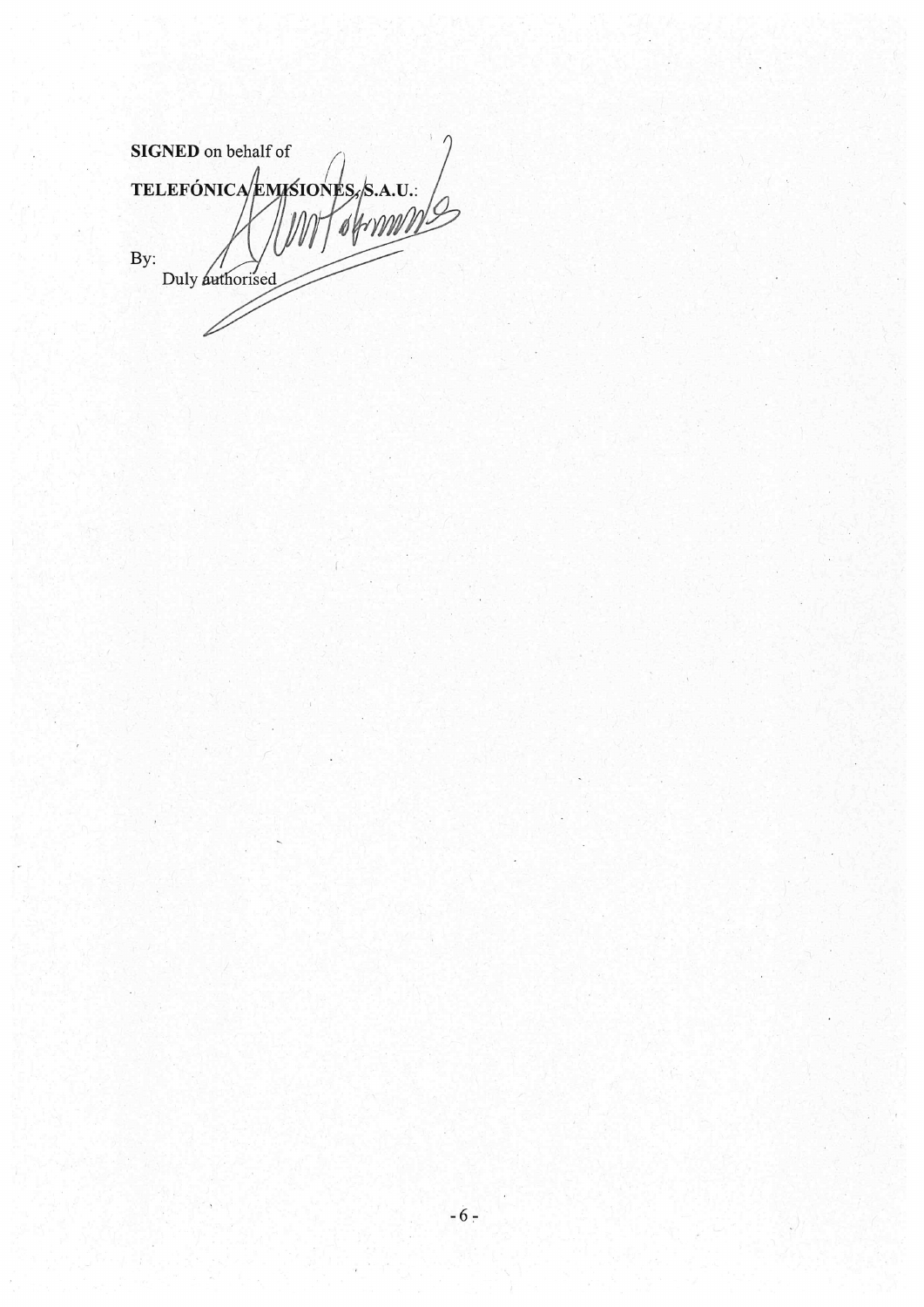**SIGNED** on behalf of

**TELEFÓNICA EMISIONES, S.A.U.**:

By:
Duly authorised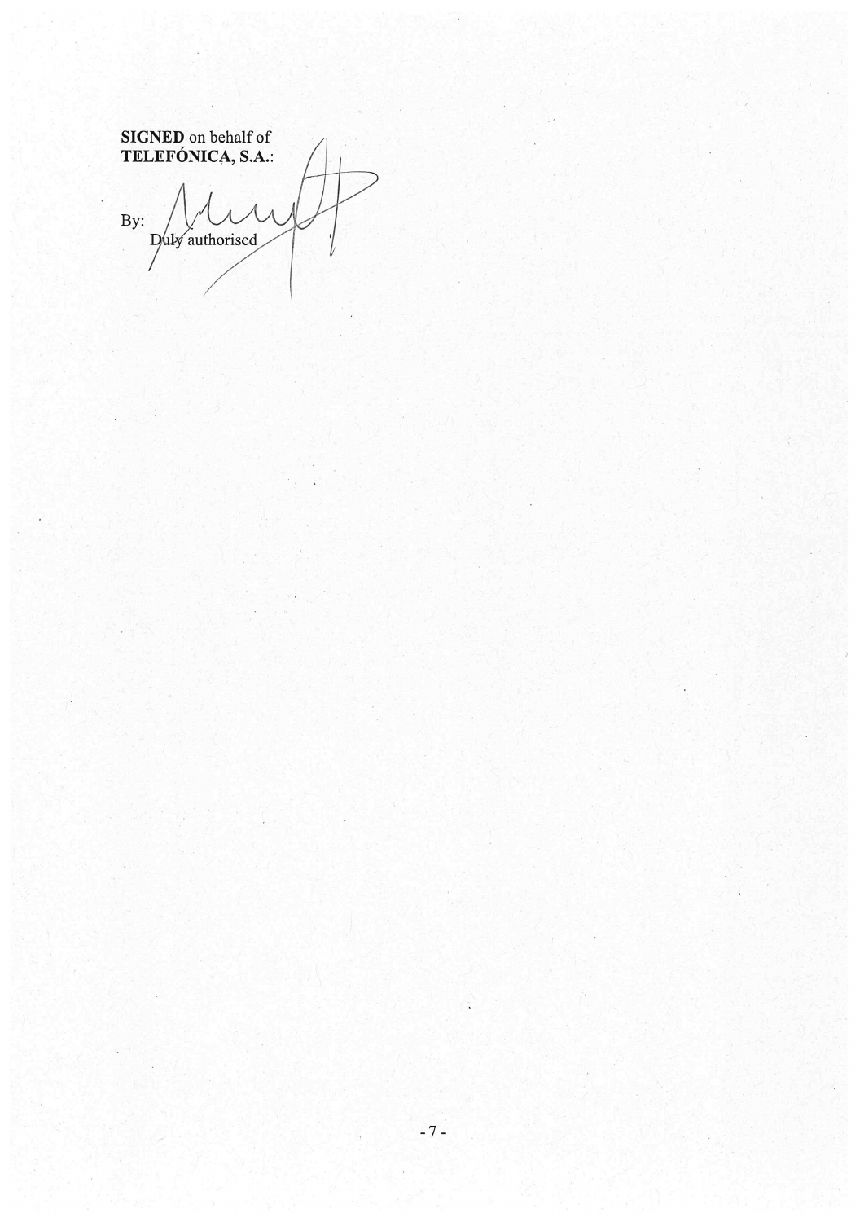**SIGNED** on behalf of
**TELEFÓNICA, S.A.**:

By:
Duly authorised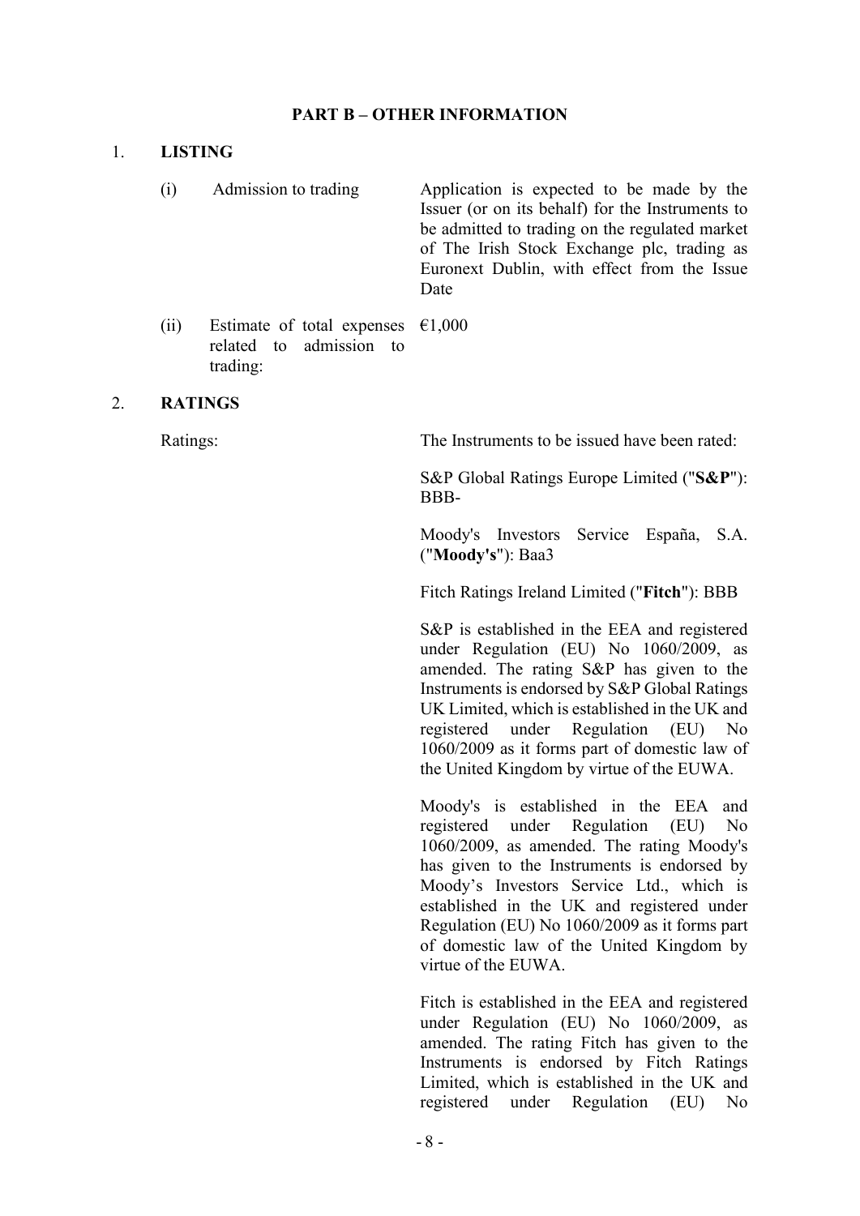## PART B – OTHER INFORMATION

### 1. LISTING

| | |
|---|---|
| (i) Admission to trading | Application is expected to be made by the Issuer (or on its behalf) for the Instruments to be admitted to trading on the regulated market of The Irish Stock Exchange plc, trading as Euronext Dublin, with effect from the Issue Date |
| (ii) Estimate of total expenses related to admission to trading: | €1,000 |

### 2. RATINGS

| | |
|---|---|
| Ratings: | The Instruments to be issued have been rated: |
| | S&P Global Ratings Europe Limited ("**S&P**"): BBB- |
| | Moody's Investors Service España, S.A. ("**Moody's**"): Baa3 |
| | Fitch Ratings Ireland Limited ("**Fitch**"): BBB |
| | S&P is established in the EEA and registered under Regulation (EU) No 1060/2009, as amended. The rating S&P has given to the Instruments is endorsed by S&P Global Ratings UK Limited, which is established in the UK and registered under Regulation (EU) No 1060/2009 as it forms part of domestic law of the United Kingdom by virtue of the EUWA. |
| | Moody's is established in the EEA and registered under Regulation (EU) No 1060/2009, as amended. The rating Moody's has given to the Instruments is endorsed by Moody's Investors Service Ltd., which is established in the UK and registered under Regulation (EU) No 1060/2009 as it forms part of domestic law of the United Kingdom by virtue of the EUWA. |
| | Fitch is established in the EEA and registered under Regulation (EU) No 1060/2009, as amended. The rating Fitch has given to the Instruments is endorsed by Fitch Ratings Limited, which is established in the UK and registered under Regulation (EU) No |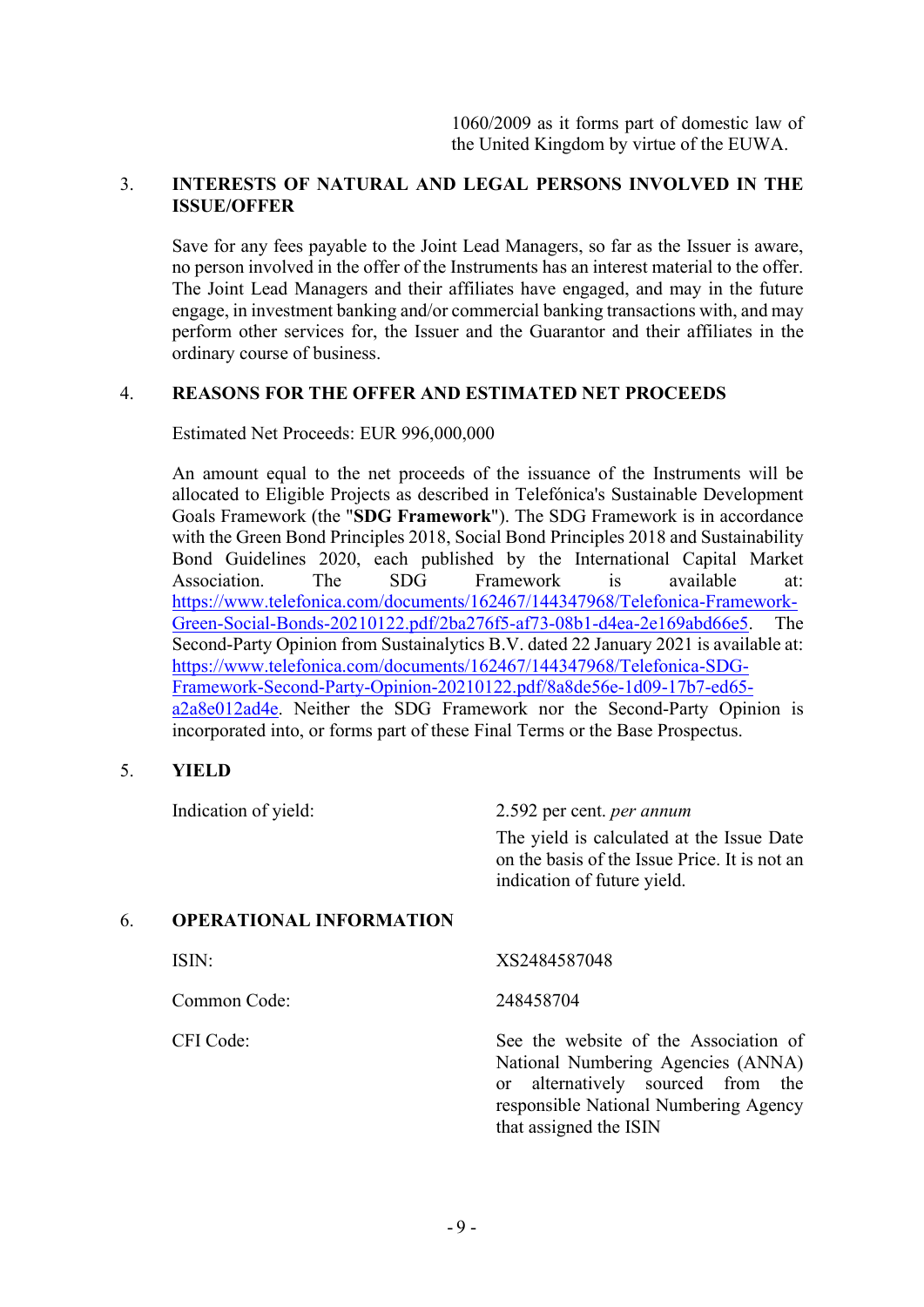1060/2009 as it forms part of domestic law of the United Kingdom by virtue of the EUWA.

## 3. INTERESTS OF NATURAL AND LEGAL PERSONS INVOLVED IN THE ISSUE/OFFER

Save for any fees payable to the Joint Lead Managers, so far as the Issuer is aware, no person involved in the offer of the Instruments has an interest material to the offer. The Joint Lead Managers and their affiliates have engaged, and may in the future engage, in investment banking and/or commercial banking transactions with, and may perform other services for, the Issuer and the Guarantor and their affiliates in the ordinary course of business.

## 4. REASONS FOR THE OFFER AND ESTIMATED NET PROCEEDS

Estimated Net Proceeds: EUR 996,000,000

An amount equal to the net proceeds of the issuance of the Instruments will be allocated to Eligible Projects as described in Telefónica's Sustainable Development Goals Framework (the "**SDG Framework**"). The SDG Framework is in accordance with the Green Bond Principles 2018, Social Bond Principles 2018 and Sustainability Bond Guidelines 2020, each published by the International Capital Market Association. The SDG Framework is available at: https://www.telefonica.com/documents/162467/144347968/Telefonica-Framework-Green-Social-Bonds-20210122.pdf/2ba276f5-af73-08b1-d4ea-2e169abd66e5. The Second-Party Opinion from Sustainalytics B.V. dated 22 January 2021 is available at: https://www.telefonica.com/documents/162467/144347968/Telefonica-SDG-Framework-Second-Party-Opinion-20210122.pdf/8a8de56e-1d09-17b7-ed65-a2a8e012ad4e. Neither the SDG Framework nor the Second-Party Opinion is incorporated into, or forms part of these Final Terms or the Base Prospectus.

## 5. YIELD

| | |
|---|---|
| Indication of yield: | 2.592 per cent. *per annum*<br>The yield is calculated at the Issue Date on the basis of the Issue Price. It is not an indication of future yield. |

## 6. OPERATIONAL INFORMATION

| | |
|---|---|
| ISIN: | XS2484587048 |
| Common Code: | 248458704 |
| CFI Code: | See the website of the Association of National Numbering Agencies (ANNA) or alternatively sourced from the responsible National Numbering Agency that assigned the ISIN |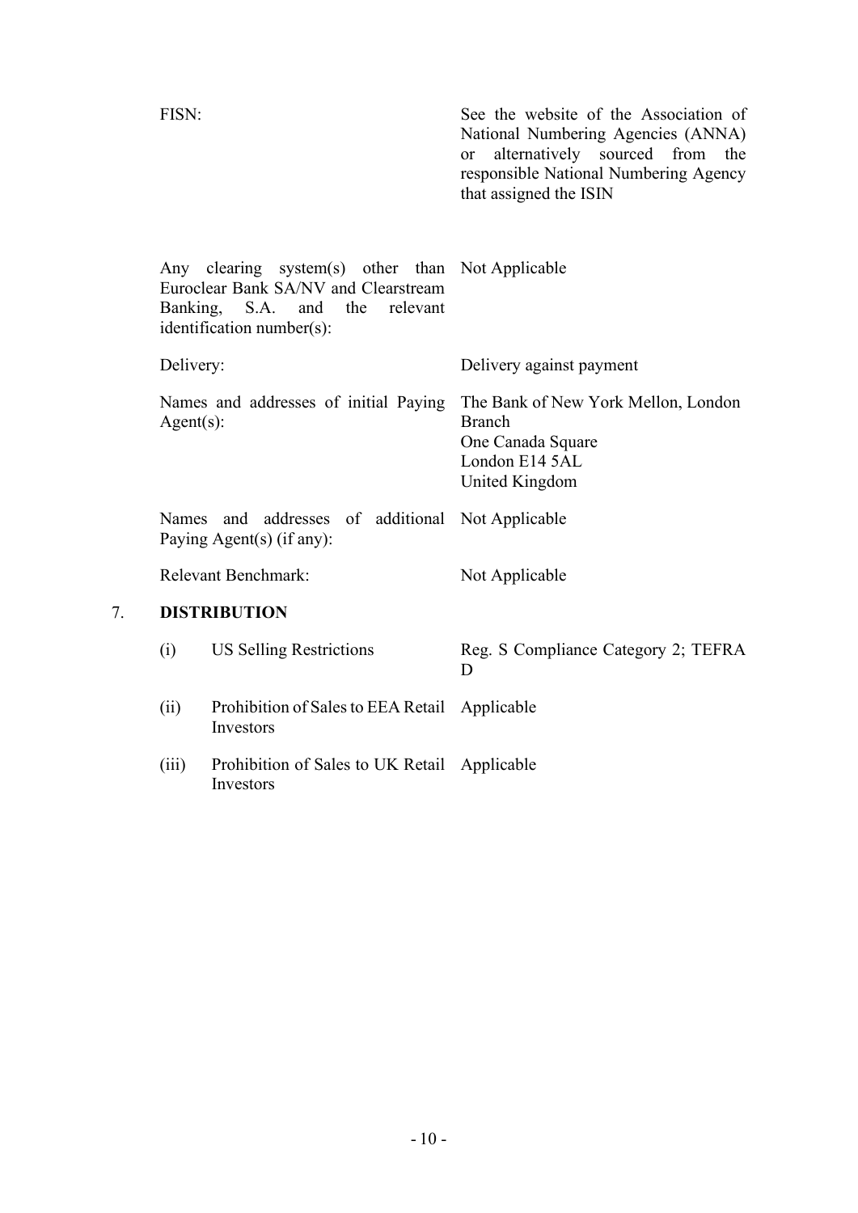| | |
|---|---|
| FISN: | See the website of the Association of National Numbering Agencies (ANNA) or alternatively sourced from the responsible National Numbering Agency that assigned the ISIN |
| Any clearing system(s) other than Euroclear Bank SA/NV and Clearstream Banking, S.A. and the relevant identification number(s): | Not Applicable |
| Delivery: | Delivery against payment |
| Names and addresses of initial Paying Agent(s): | The Bank of New York Mellon, London Branch<br>One Canada Square<br>London E14 5AL<br>United Kingdom |
| Names and addresses of additional Paying Agent(s) (if any): | Not Applicable |
| Relevant Benchmark: | Not Applicable |

## 7. DISTRIBUTION

| | | |
|---|---|---|
| (i) | US Selling Restrictions | Reg. S Compliance Category 2; TEFRA D |
| (ii) | Prohibition of Sales to EEA Retail Investors | Applicable |
| (iii) | Prohibition of Sales to UK Retail Investors | Applicable |